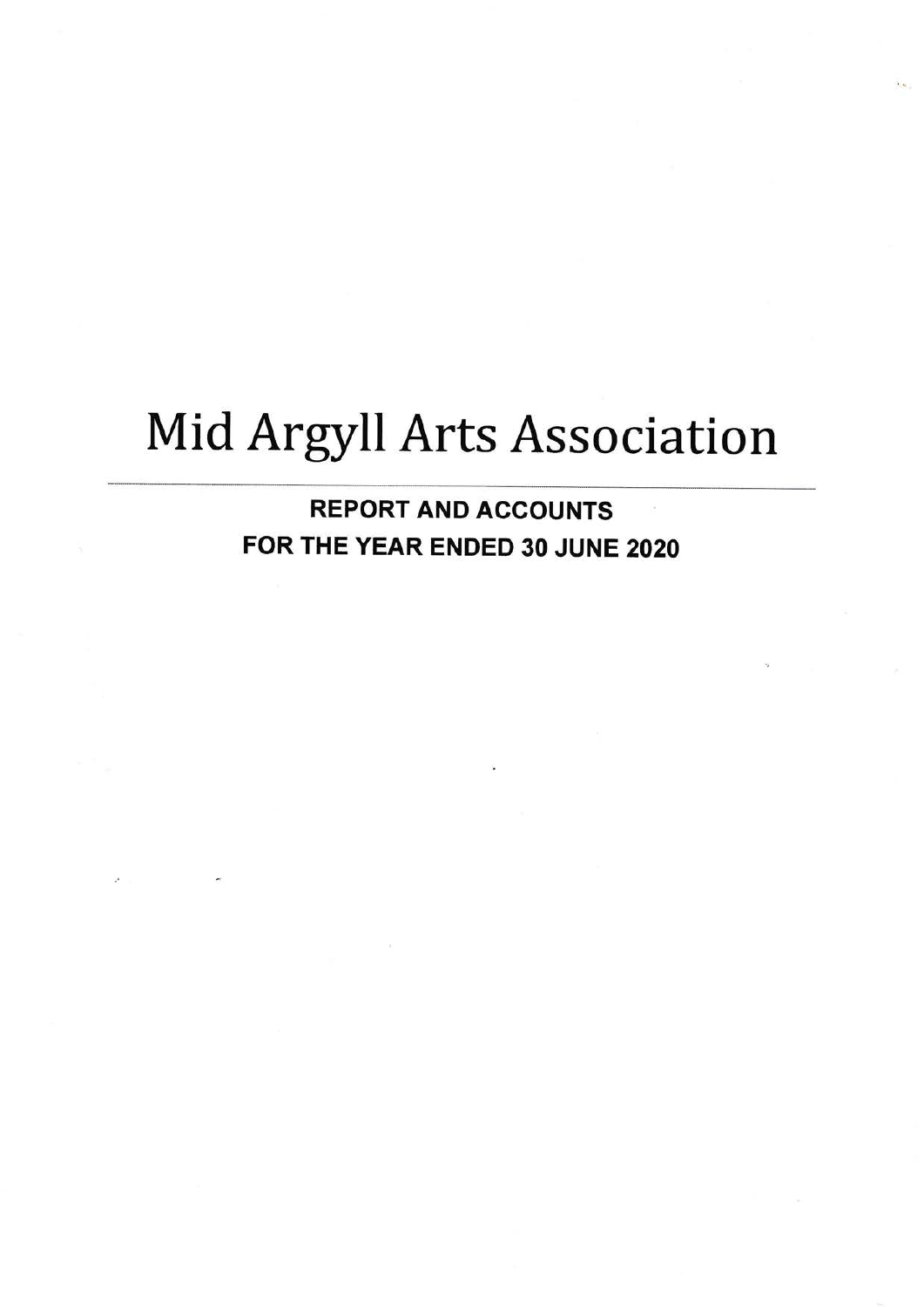# Mid Argyll Arts Association

**REPORT AND ACCOUNTS**

**FOR THE YEAR ENDED 30 JUNE 2020**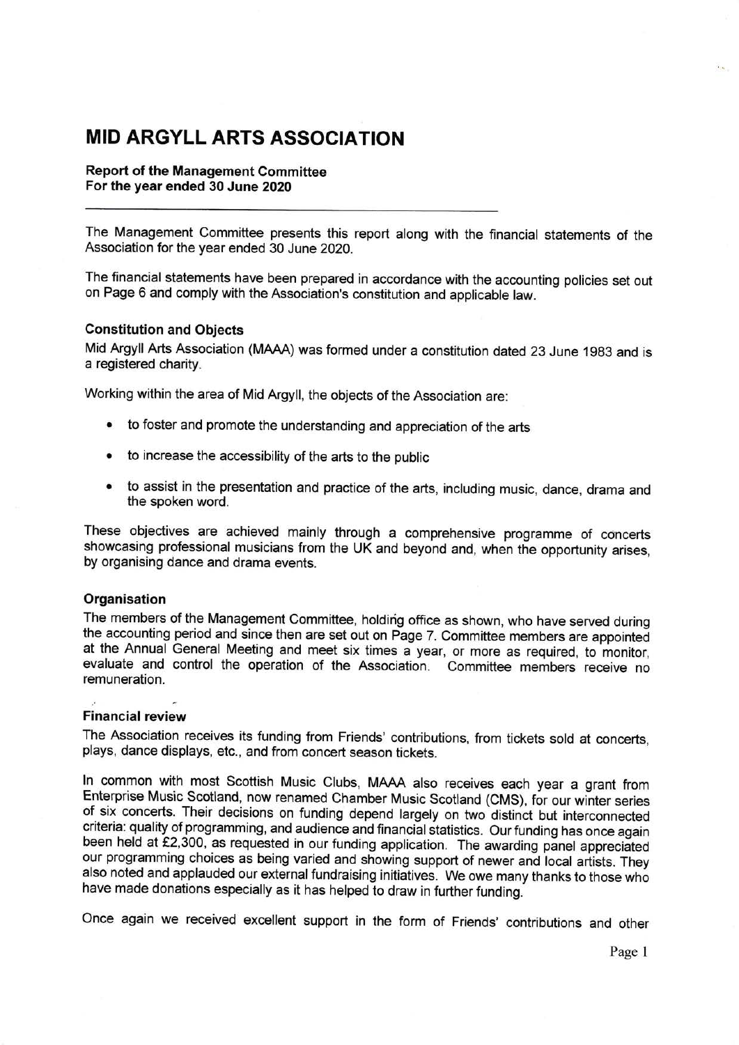# MID ARGYLL ARTS ASSOCIATION

**Report of the Management Committee**
**For the year ended 30 June 2020**

The Management Committee presents this report along with the financial statements of the Association for the year ended 30 June 2020.

The financial statements have been prepared in accordance with the accounting policies set out on Page 6 and comply with the Association's constitution and applicable law.

### Constitution and Objects

Mid Argyll Arts Association (MAAA) was formed under a constitution dated 23 June 1983 and is a registered charity.

Working within the area of Mid Argyll, the objects of the Association are:

- to foster and promote the understanding and appreciation of the arts
- to increase the accessibility of the arts to the public
- to assist in the presentation and practice of the arts, including music, dance, drama and the spoken word.

These objectives are achieved mainly through a comprehensive programme of concerts showcasing professional musicians from the UK and beyond and, when the opportunity arises, by organising dance and drama events.

### Organisation

The members of the Management Committee, holding office as shown, who have served during the accounting period and since then are set out on Page 7. Committee members are appointed at the Annual General Meeting and meet six times a year, or more as required, to monitor, evaluate and control the operation of the Association. Committee members receive no remuneration.

### Financial review

The Association receives its funding from Friends' contributions, from tickets sold at concerts, plays, dance displays, etc., and from concert season tickets.

In common with most Scottish Music Clubs, MAAA also receives each year a grant from Enterprise Music Scotland, now renamed Chamber Music Scotland (CMS), for our winter series of six concerts. Their decisions on funding depend largely on two distinct but interconnected criteria: quality of programming, and audience and financial statistics. Our funding has once again been held at £2,300, as requested in our funding application. The awarding panel appreciated our programming choices as being varied and showing support of newer and local artists. They also noted and applauded our external fundraising initiatives. We owe many thanks to those who have made donations especially as it has helped to draw in further funding.

Once again we received excellent support in the form of Friends' contributions and other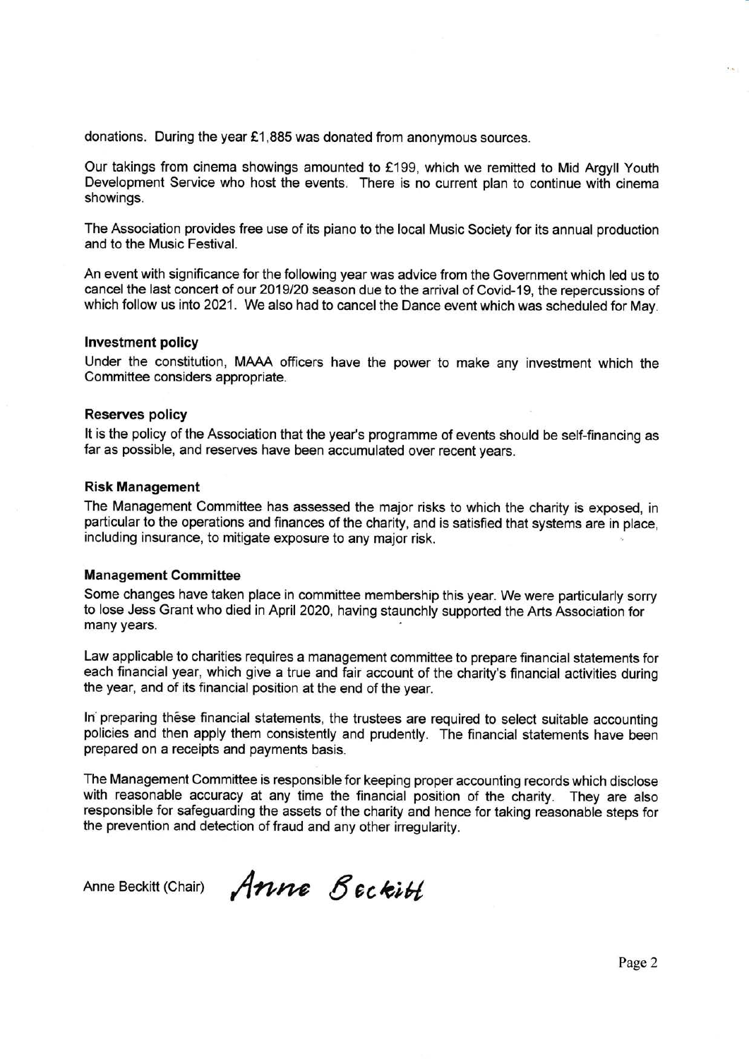donations. During the year £1,885 was donated from anonymous sources.

Our takings from cinema showings amounted to £199, which we remitted to Mid Argyll Youth Development Service who host the events. There is no current plan to continue with cinema showings.

The Association provides free use of its piano to the local Music Society for its annual production and to the Music Festival.

An event with significance for the following year was advice from the Government which led us to cancel the last concert of our 2019/20 season due to the arrival of Covid-19, the repercussions of which follow us into 2021. We also had to cancel the Dance event which was scheduled for May.

### Investment policy

Under the constitution, MAAA officers have the power to make any investment which the Committee considers appropriate.

### Reserves policy

It is the policy of the Association that the year's programme of events should be self-financing as far as possible, and reserves have been accumulated over recent years.

### Risk Management

The Management Committee has assessed the major risks to which the charity is exposed, in particular to the operations and finances of the charity, and is satisfied that systems are in place, including insurance, to mitigate exposure to any major risk.

### Management Committee

Some changes have taken place in committee membership this year. We were particularly sorry to lose Jess Grant who died in April 2020, having staunchly supported the Arts Association for many years.

Law applicable to charities requires a management committee to prepare financial statements for each financial year, which give a true and fair account of the charity's financial activities during the year, and of its financial position at the end of the year.

In preparing these financial statements, the trustees are required to select suitable accounting policies and then apply them consistently and prudently. The financial statements have been prepared on a receipts and payments basis.

The Management Committee is responsible for keeping proper accounting records which disclose with reasonable accuracy at any time the financial position of the charity. They are also responsible for safeguarding the assets of the charity and hence for taking reasonable steps for the prevention and detection of fraud and any other irregularity.

Anne Beckitt (Chair) *Anne Beckitt*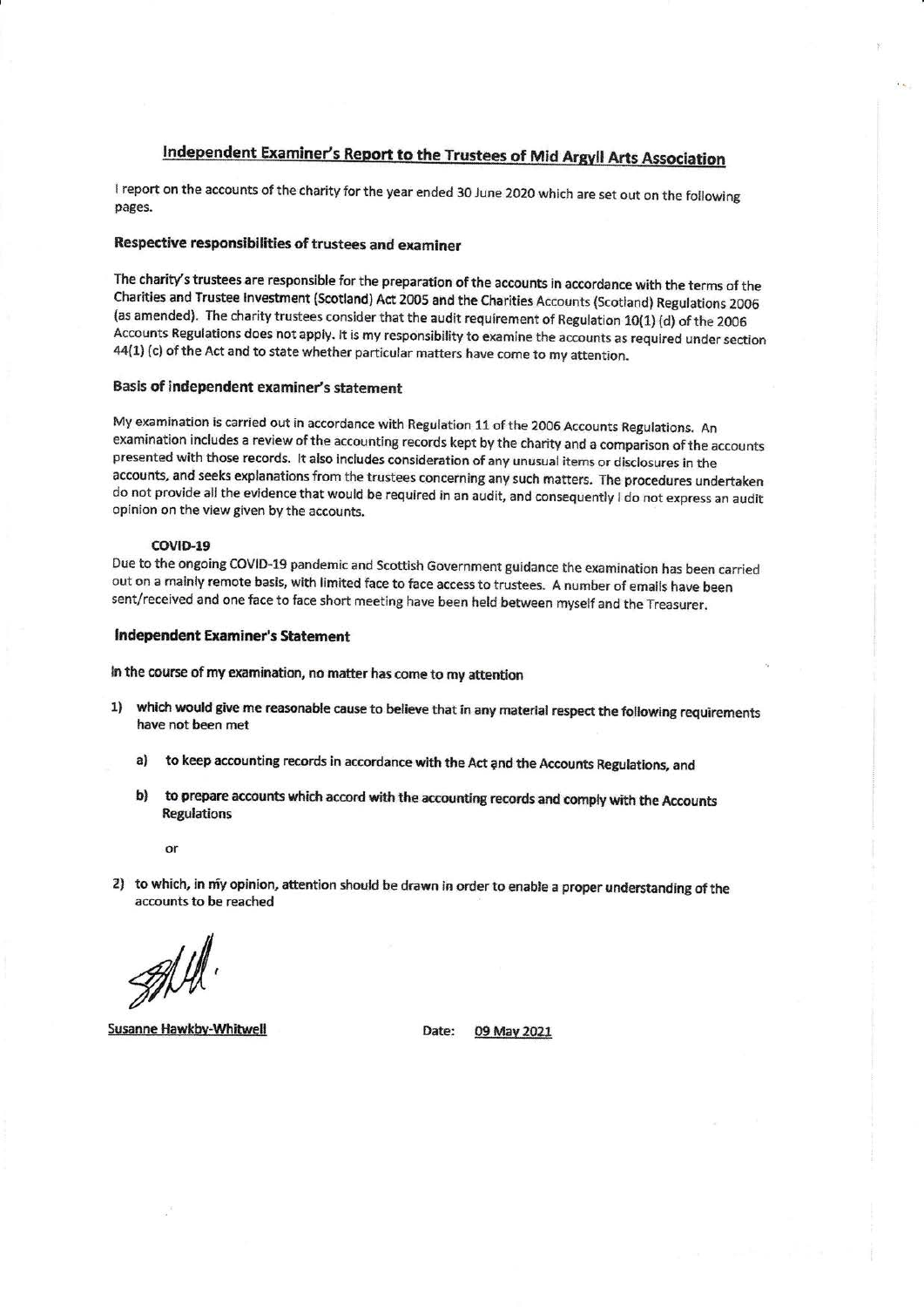# Independent Examiner's Report to the Trustees of Mid Argyll Arts Association

I report on the accounts of the charity for the year ended 30 June 2020 which are set out on the following pages.

## Respective responsibilities of trustees and examiner

The charity's trustees are responsible for the preparation of the accounts in accordance with the terms of the Charities and Trustee Investment (Scotland) Act 2005 and the Charities Accounts (Scotland) Regulations 2006 (as amended). The charity trustees consider that the audit requirement of Regulation 10(1) (d) of the 2006 Accounts Regulations does not apply. It is my responsibility to examine the accounts as required under section 44(1) (c) of the Act and to state whether particular matters have come to my attention.

## Basis of independent examiner's statement

My examination is carried out in accordance with Regulation 11 of the 2006 Accounts Regulations. An examination includes a review of the accounting records kept by the charity and a comparison of the accounts presented with those records. It also includes consideration of any unusual items or disclosures in the accounts, and seeks explanations from the trustees concerning any such matters. The procedures undertaken do not provide all the evidence that would be required in an audit, and consequently I do not express an audit opinion on the view given by the accounts.

### COVID-19

Due to the ongoing COVID-19 pandemic and Scottish Government guidance the examination has been carried out on a mainly remote basis, with limited face to face access to trustees. A number of emails have been sent/received and one face to face short meeting have been held between myself and the Treasurer.

## Independent Examiner's Statement

**In the course of my examination, no matter has come to my attention**

1) **which would give me reasonable cause to believe that in any material respect the following requirements have not been met**

   a) **to keep accounting records in accordance with the Act and the Accounts Regulations, and**

   b) **to prepare accounts which accord with the accounting records and comply with the Accounts Regulations**

   or

2) **to which, in my opinion, attention should be drawn in order to enable a proper understanding of the accounts to be reached**

Susanne Hawkby-Whitwell

Date: 09 May 2021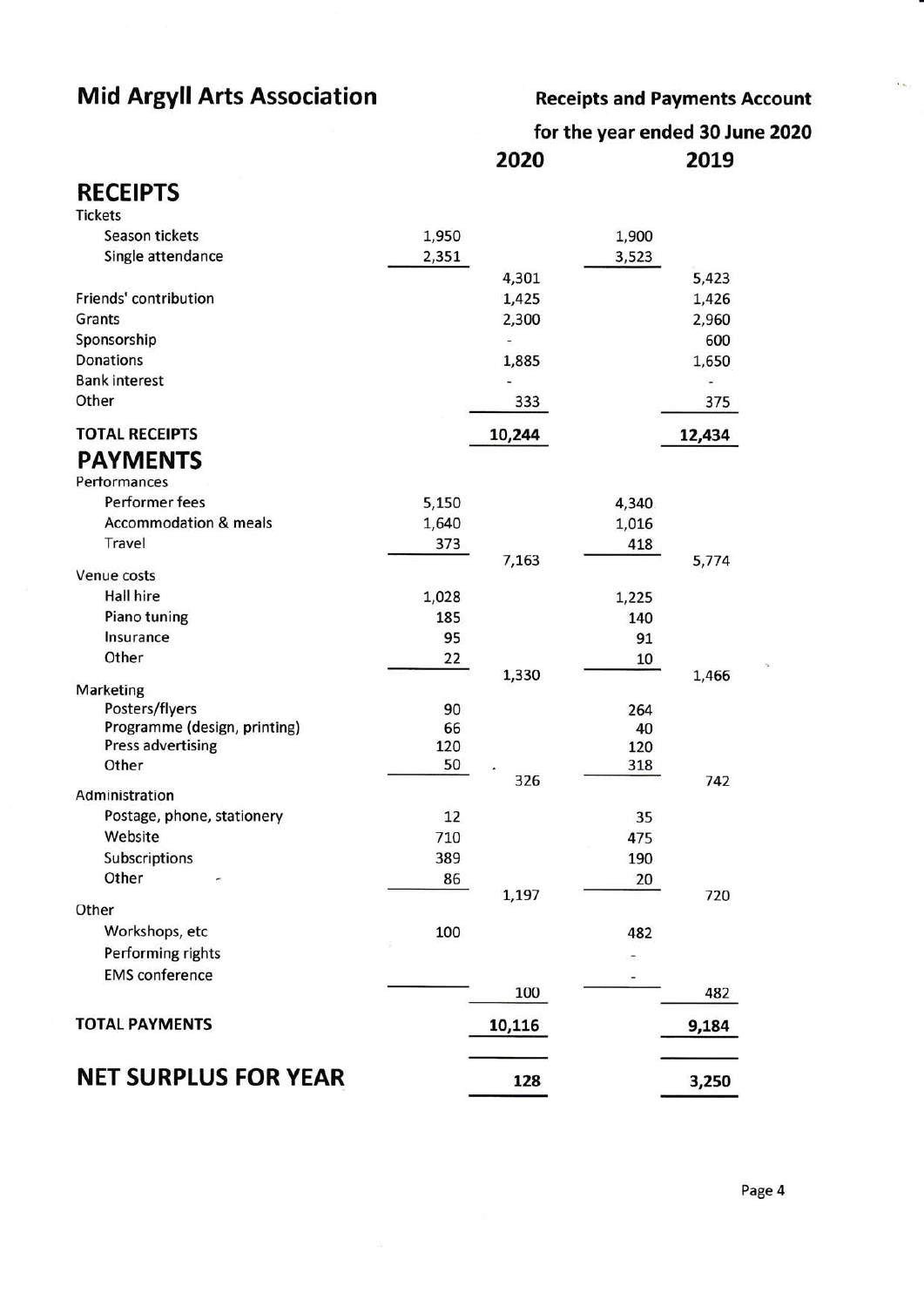# Mid Argyll Arts Association

**Receipts and Payments Account**

**for the year ended 30 June 2020**

| | 2020 | | 2019 | |
|---|---|---|---|---|
| **RECEIPTS** | | | | |
| Tickets | | | | |
| Season tickets | 1,950 | | 1,900 | |
| Single attendance | 2,351 | | 3,523 | |
| | | 4,301 | | 5,423 |
| Friends' contribution | | 1,425 | | 1,426 |
| Grants | | 2,300 | | 2,960 |
| Sponsorship | | - | | 600 |
| Donations | | 1,885 | | 1,650 |
| Bank interest | | - | | - |
| Other | | 333 | | 375 |
| **TOTAL RECEIPTS** | | **10,244** | | **12,434** |
| **PAYMENTS** | | | | |
| Performances | | | | |
| Performer fees | 5,150 | | 4,340 | |
| Accommodation & meals | 1,640 | | 1,016 | |
| Travel | 373 | | 418 | |
| | | 7,163 | | 5,774 |
| Venue costs | | | | |
| Hall hire | 1,028 | | 1,225 | |
| Piano tuning | 185 | | 140 | |
| Insurance | 95 | | 91 | |
| Other | 22 | | 10 | |
| | | 1,330 | | 1,466 |
| Marketing | | | | |
| Posters/flyers | 90 | | 264 | |
| Programme (design, printing) | 66 | | 40 | |
| Press advertising | 120 | | 120 | |
| Other | 50 | | 318 | |
| | | 326 | | 742 |
| Administration | | | | |
| Postage, phone, stationery | 12 | | 35 | |
| Website | 710 | | 475 | |
| Subscriptions | 389 | | 190 | |
| Other | 86 | | 20 | |
| | | 1,197 | | 720 |
| Other | | | | |
| Workshops, etc | 100 | | 482 | |
| Performing rights | | | - | |
| EMS conference | | | - | |
| | | 100 | | 482 |
| **TOTAL PAYMENTS** | | **10,116** | | **9,184** |
| **NET SURPLUS FOR YEAR** | | **128** | | **3,250** |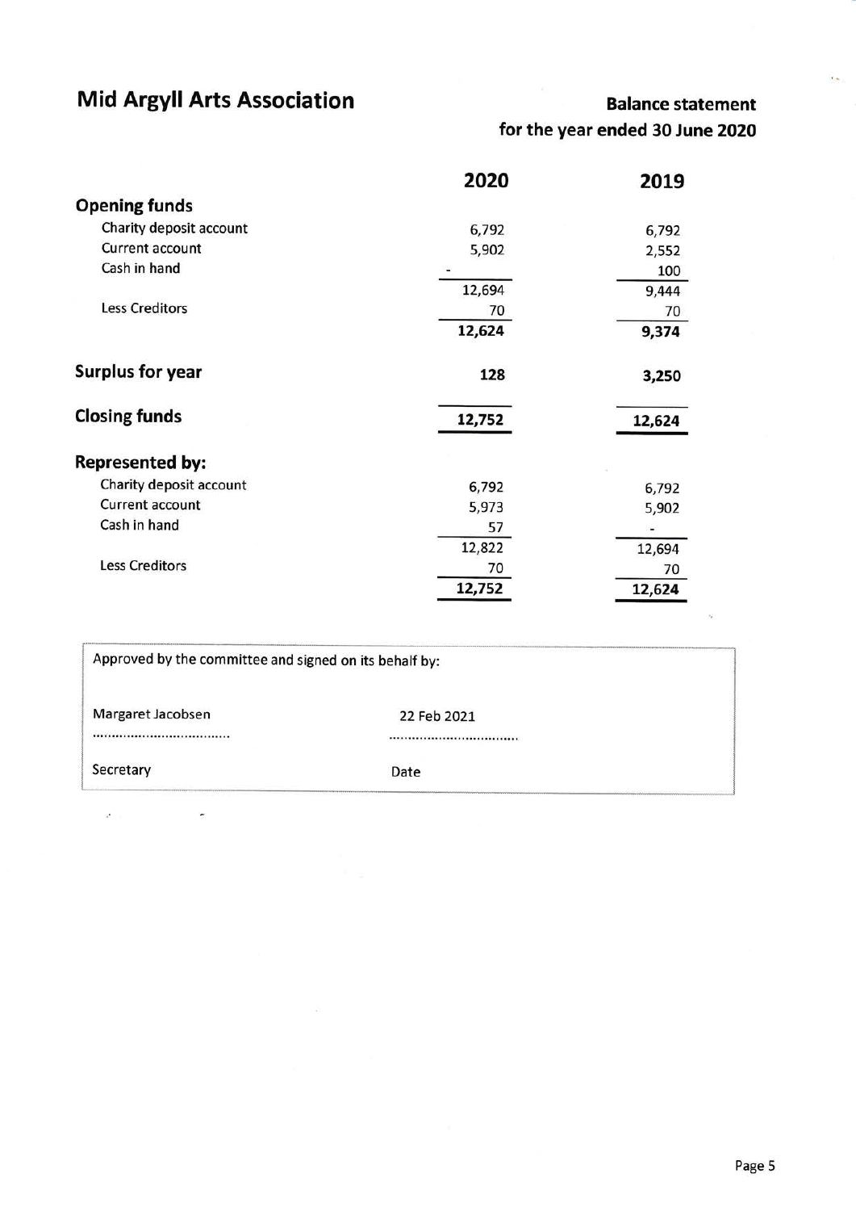# Mid Argyll Arts Association

## Balance statement
## for the year ended 30 June 2020

| | 2020 | 2019 |
|---|---|---|
| **Opening funds** | | |
| Charity deposit account | 6,792 | 6,792 |
| Current account | 5,902 | 2,552 |
| Cash in hand | - | 100 |
| | 12,694 | 9,444 |
| Less Creditors | 70 | 70 |
| | **12,624** | **9,374** |
| **Surplus for year** | **128** | **3,250** |
| **Closing funds** | **12,752** | **12,624** |
| **Represented by:** | | |
| Charity deposit account | 6,792 | 6,792 |
| Current account | 5,973 | 5,902 |
| Cash in hand | 57 | - |
| | 12,822 | 12,694 |
| Less Creditors | 70 | 70 |
| | **12,752** | **12,624** |

Approved by the committee and signed on its behalf by:

| Margaret Jacobsen | 22 Feb 2021 |
|---|---|
| Secretary | Date |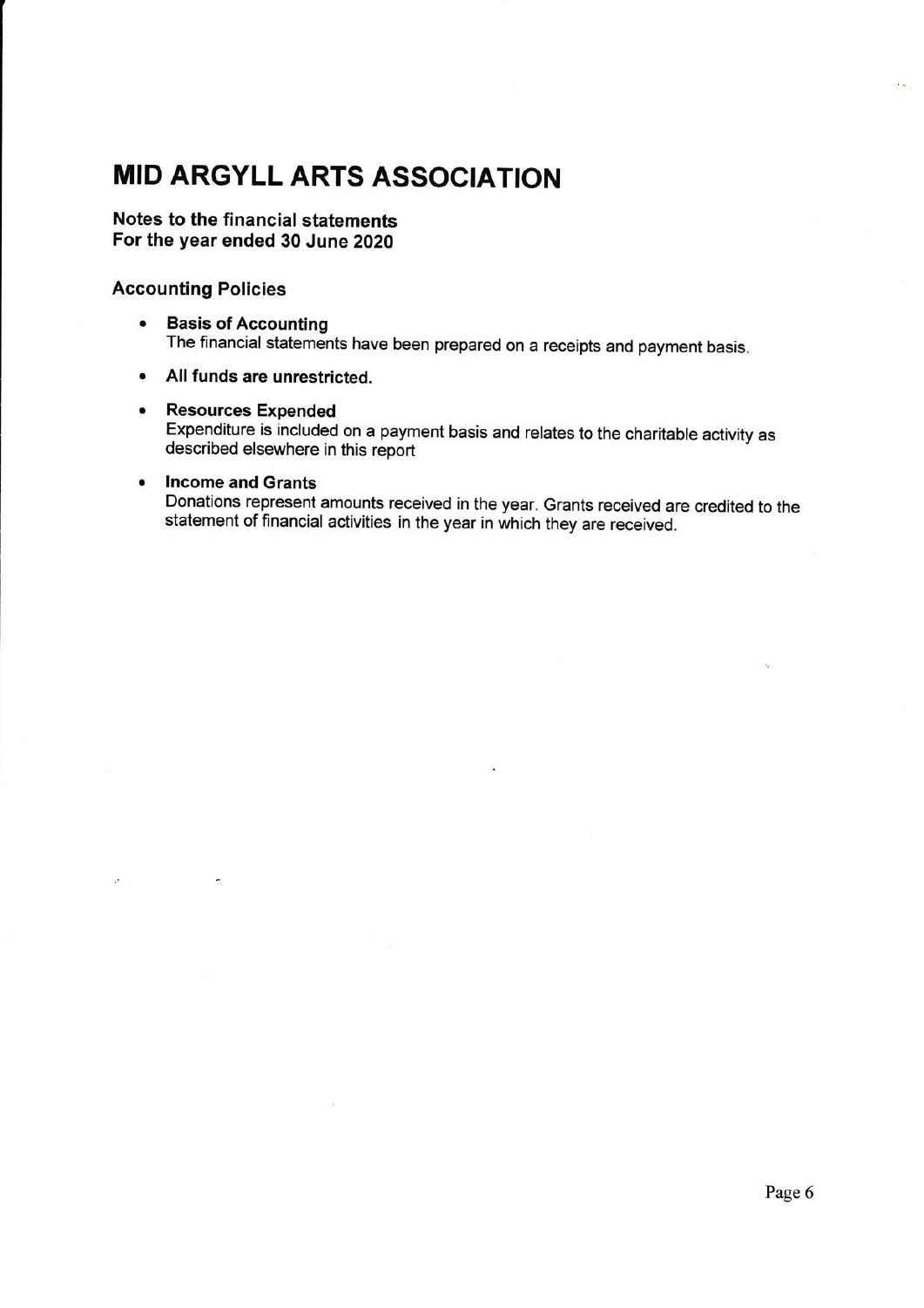# MID ARGYLL ARTS ASSOCIATION

**Notes to the financial statements**
**For the year ended 30 June 2020**

## Accounting Policies

- **Basis of Accounting**
  The financial statements have been prepared on a receipts and payment basis.
- **All funds are unrestricted.**
- **Resources Expended**
  Expenditure is included on a payment basis and relates to the charitable activity as described elsewhere in this report
- **Income and Grants**
  Donations represent amounts received in the year. Grants received are credited to the statement of financial activities in the year in which they are received.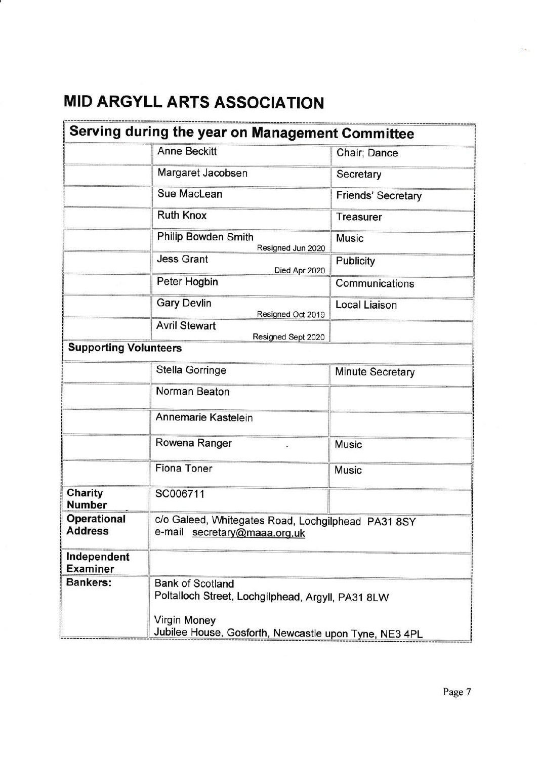# MID ARGYLL ARTS ASSOCIATION

| | | |
|---|---|---|
| **Serving during the year on Management Committee** | | |
| | Anne Beckitt | Chair; Dance |
| | Margaret Jacobsen | Secretary |
| | Sue MacLean | Friends' Secretary |
| | Ruth Knox | Treasurer |
| | Philip Bowden Smith Resigned Jun 2020 | Music |
| | Jess Grant Died Apr 2020 | Publicity |
| | Peter Hogbin | Communications |
| | Gary Devlin Resigned Oct 2019 | Local Liaison |
| | Avril Stewart Resigned Sept 2020 | |
| **Supporting Volunteers** | | |
| | Stella Gorringe | Minute Secretary |
| | Norman Beaton | |
| | Annemarie Kastelein | |
| | Rowena Ranger | Music |
| | Fiona Toner | Music |
| **Charity Number** | SC006711 | |
| **Operational Address** | c/o Galeed, Whitegates Road, Lochgilphead PA31 8SY e-mail secretary@maaa.org.uk | |
| **Independent Examiner** | | |
| **Bankers:** | Bank of Scotland Poltalloch Street, Lochgilphead, Argyll, PA31 8LW Virgin Money Jubilee House, Gosforth, Newcastle upon Tyne, NE3 4PL | |